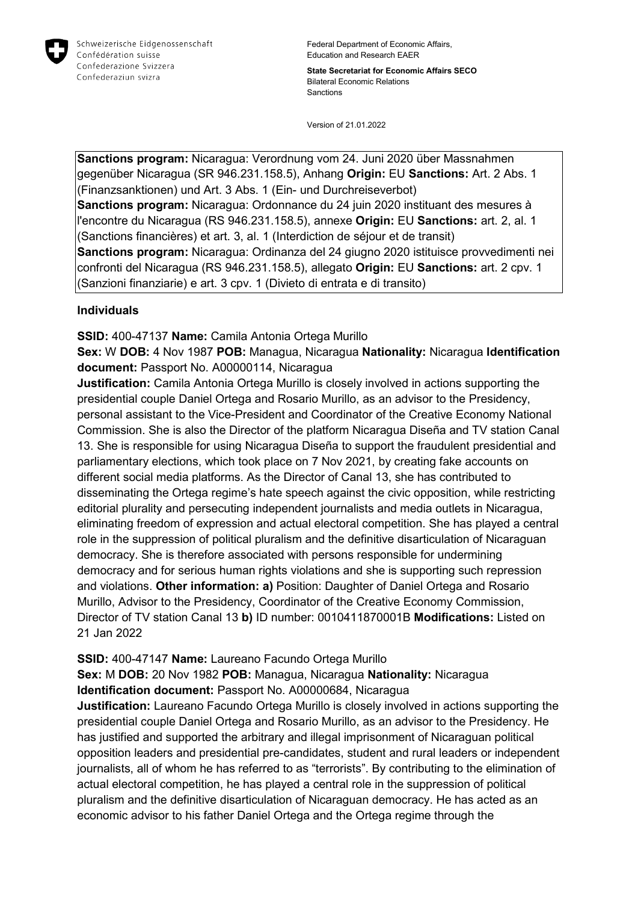Schweizerische Eidgenossenschaft
Confédération suisse
Confederazione Svizzera
Confederaziun svizra

Federal Department of Economic Affairs, Education and Research EAER

**State Secretariat for Economic Affairs SECO**
Bilateral Economic Relations
Sanctions

Version of 21.01.2022

**Sanctions program:** Nicaragua: Verordnung vom 24. Juni 2020 über Massnahmen gegenüber Nicaragua (SR 946.231.158.5), Anhang **Origin:** EU **Sanctions:** Art. 2 Abs. 1 (Finanzsanktionen) und Art. 3 Abs. 1 (Ein- und Durchreiseverbot)
**Sanctions program:** Nicaragua: Ordonnance du 24 juin 2020 instituant des mesures à l'encontre du Nicaragua (RS 946.231.158.5), annexe **Origin:** EU **Sanctions:** art. 2, al. 1 (Sanctions financières) et art. 3, al. 1 (Interdiction de séjour et de transit)
**Sanctions program:** Nicaragua: Ordinanza del 24 giugno 2020 istituisce provvedimenti nei confronti del Nicaragua (RS 946.231.158.5), allegato **Origin:** EU **Sanctions:** art. 2 cpv. 1 (Sanzioni finanziarie) e art. 3 cpv. 1 (Divieto di entrata e di transito)

## Individuals

**SSID:** 400-47137 **Name:** Camila Antonia Ortega Murillo
**Sex:** W **DOB:** 4 Nov 1987 **POB:** Managua, Nicaragua **Nationality:** Nicaragua **Identification document:** Passport No. A00000114, Nicaragua
**Justification:** Camila Antonia Ortega Murillo is closely involved in actions supporting the presidential couple Daniel Ortega and Rosario Murillo, as an advisor to the Presidency, personal assistant to the Vice-President and Coordinator of the Creative Economy National Commission. She is also the Director of the platform Nicaragua Diseña and TV station Canal 13. She is responsible for using Nicaragua Diseña to support the fraudulent presidential and parliamentary elections, which took place on 7 Nov 2021, by creating fake accounts on different social media platforms. As the Director of Canal 13, she has contributed to disseminating the Ortega regime's hate speech against the civic opposition, while restricting editorial plurality and persecuting independent journalists and media outlets in Nicaragua, eliminating freedom of expression and actual electoral competition. She has played a central role in the suppression of political pluralism and the definitive disarticulation of Nicaraguan democracy. She is therefore associated with persons responsible for undermining democracy and for serious human rights violations and she is supporting such repression and violations. **Other information: a)** Position: Daughter of Daniel Ortega and Rosario Murillo, Advisor to the Presidency, Coordinator of the Creative Economy Commission, Director of TV station Canal 13 **b)** ID number: 0010411870001B **Modifications:** Listed on 21 Jan 2022

**SSID:** 400-47147 **Name:** Laureano Facundo Ortega Murillo
**Sex:** M **DOB:** 20 Nov 1982 **POB:** Managua, Nicaragua **Nationality:** Nicaragua
**Identification document:** Passport No. A00000684, Nicaragua
**Justification:** Laureano Facundo Ortega Murillo is closely involved in actions supporting the presidential couple Daniel Ortega and Rosario Murillo, as an advisor to the Presidency. He has justified and supported the arbitrary and illegal imprisonment of Nicaraguan political opposition leaders and presidential pre-candidates, student and rural leaders or independent journalists, all of whom he has referred to as "terrorists". By contributing to the elimination of actual electoral competition, he has played a central role in the suppression of political pluralism and the definitive disarticulation of Nicaraguan democracy. He has acted as an economic advisor to his father Daniel Ortega and the Ortega regime through the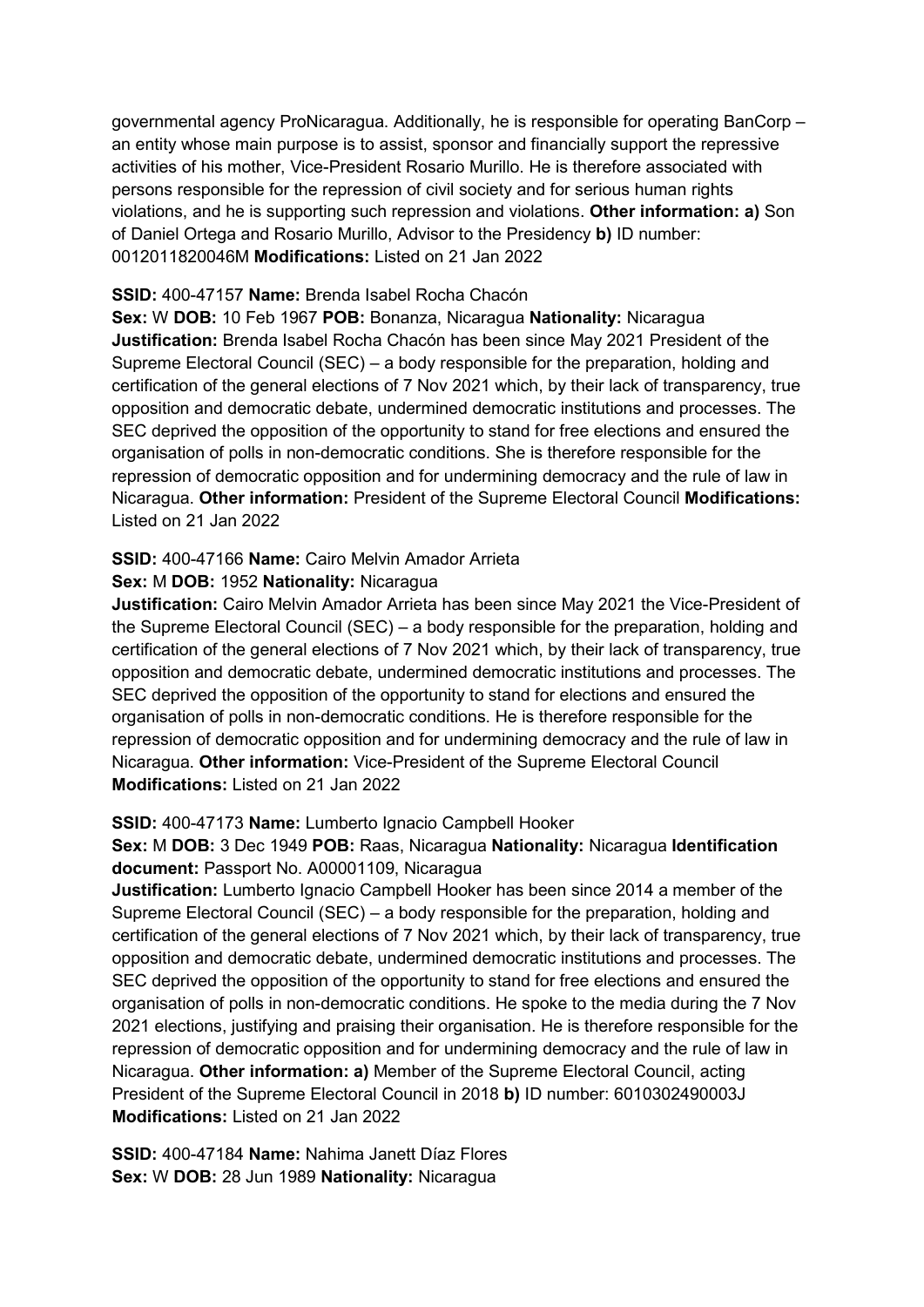governmental agency ProNicaragua. Additionally, he is responsible for operating BanCorp – an entity whose main purpose is to assist, sponsor and financially support the repressive activities of his mother, Vice-President Rosario Murillo. He is therefore associated with persons responsible for the repression of civil society and for serious human rights violations, and he is supporting such repression and violations. **Other information: a)** Son of Daniel Ortega and Rosario Murillo, Advisor to the Presidency **b)** ID number: 0012011820046M **Modifications:** Listed on 21 Jan 2022

**SSID:** 400-47157 **Name:** Brenda Isabel Rocha Chacón
**Sex:** W **DOB:** 10 Feb 1967 **POB:** Bonanza, Nicaragua **Nationality:** Nicaragua
**Justification:** Brenda Isabel Rocha Chacón has been since May 2021 President of the Supreme Electoral Council (SEC) – a body responsible for the preparation, holding and certification of the general elections of 7 Nov 2021 which, by their lack of transparency, true opposition and democratic debate, undermined democratic institutions and processes. The SEC deprived the opposition of the opportunity to stand for free elections and ensured the organisation of polls in non-democratic conditions. She is therefore responsible for the repression of democratic opposition and for undermining democracy and the rule of law in Nicaragua. **Other information:** President of the Supreme Electoral Council **Modifications:** Listed on 21 Jan 2022

**SSID:** 400-47166 **Name:** Cairo Melvin Amador Arrieta
**Sex:** M **DOB:** 1952 **Nationality:** Nicaragua
**Justification:** Cairo Melvin Amador Arrieta has been since May 2021 the Vice-President of the Supreme Electoral Council (SEC) – a body responsible for the preparation, holding and certification of the general elections of 7 Nov 2021 which, by their lack of transparency, true opposition and democratic debate, undermined democratic institutions and processes. The SEC deprived the opposition of the opportunity to stand for elections and ensured the organisation of polls in non-democratic conditions. He is therefore responsible for the repression of democratic opposition and for undermining democracy and the rule of law in Nicaragua. **Other information:** Vice-President of the Supreme Electoral Council **Modifications:** Listed on 21 Jan 2022

**SSID:** 400-47173 **Name:** Lumberto Ignacio Campbell Hooker
**Sex:** M **DOB:** 3 Dec 1949 **POB:** Raas, Nicaragua **Nationality:** Nicaragua **Identification document:** Passport No. A00001109, Nicaragua
**Justification:** Lumberto Ignacio Campbell Hooker has been since 2014 a member of the Supreme Electoral Council (SEC) – a body responsible for the preparation, holding and certification of the general elections of 7 Nov 2021 which, by their lack of transparency, true opposition and democratic debate, undermined democratic institutions and processes. The SEC deprived the opposition of the opportunity to stand for free elections and ensured the organisation of polls in non-democratic conditions. He spoke to the media during the 7 Nov 2021 elections, justifying and praising their organisation. He is therefore responsible for the repression of democratic opposition and for undermining democracy and the rule of law in Nicaragua. **Other information: a)** Member of the Supreme Electoral Council, acting President of the Supreme Electoral Council in 2018 **b)** ID number: 6010302490003J **Modifications:** Listed on 21 Jan 2022

**SSID:** 400-47184 **Name:** Nahima Janett Díaz Flores
**Sex:** W **DOB:** 28 Jun 1989 **Nationality:** Nicaragua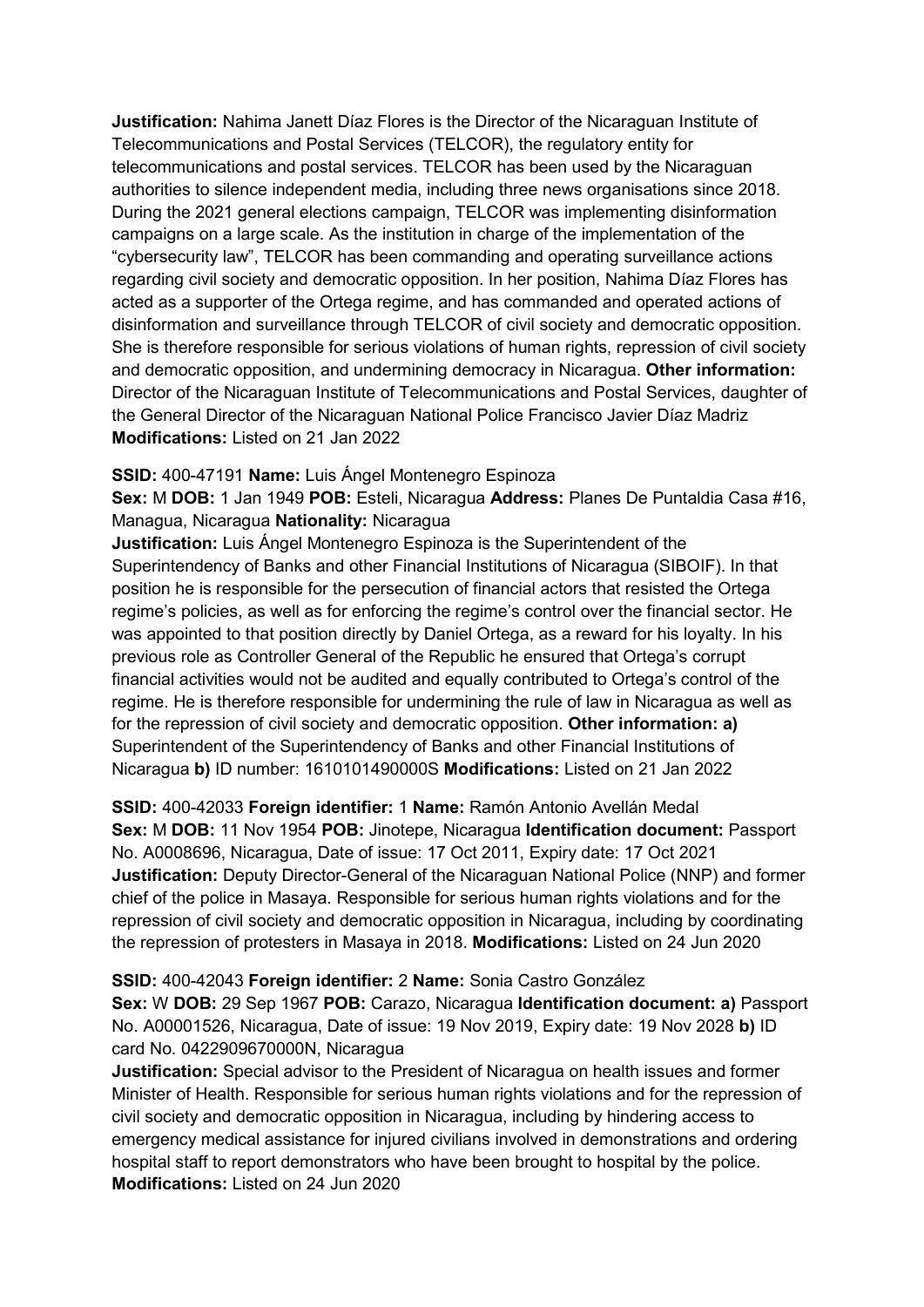**Justification:** Nahima Janett Díaz Flores is the Director of the Nicaraguan Institute of Telecommunications and Postal Services (TELCOR), the regulatory entity for telecommunications and postal services. TELCOR has been used by the Nicaraguan authorities to silence independent media, including three news organisations since 2018. During the 2021 general elections campaign, TELCOR was implementing disinformation campaigns on a large scale. As the institution in charge of the implementation of the "cybersecurity law", TELCOR has been commanding and operating surveillance actions regarding civil society and democratic opposition. In her position, Nahima Díaz Flores has acted as a supporter of the Ortega regime, and has commanded and operated actions of disinformation and surveillance through TELCOR of civil society and democratic opposition. She is therefore responsible for serious violations of human rights, repression of civil society and democratic opposition, and undermining democracy in Nicaragua. **Other information:** Director of the Nicaraguan Institute of Telecommunications and Postal Services, daughter of the General Director of the Nicaraguan National Police Francisco Javier Díaz Madriz **Modifications:** Listed on 21 Jan 2022

**SSID:** 400-47191 **Name:** Luis Ángel Montenegro Espinoza
**Sex:** M **DOB:** 1 Jan 1949 **POB:** Esteli, Nicaragua **Address:** Planes De Puntaldia Casa #16, Managua, Nicaragua **Nationality:** Nicaragua
**Justification:** Luis Ángel Montenegro Espinoza is the Superintendent of the Superintendency of Banks and other Financial Institutions of Nicaragua (SIBOIF). In that position he is responsible for the persecution of financial actors that resisted the Ortega regime's policies, as well as for enforcing the regime's control over the financial sector. He was appointed to that position directly by Daniel Ortega, as a reward for his loyalty. In his previous role as Controller General of the Republic he ensured that Ortega's corrupt financial activities would not be audited and equally contributed to Ortega's control of the regime. He is therefore responsible for undermining the rule of law in Nicaragua as well as for the repression of civil society and democratic opposition. **Other information: a)** Superintendent of the Superintendency of Banks and other Financial Institutions of Nicaragua **b)** ID number: 1610101490000S **Modifications:** Listed on 21 Jan 2022

**SSID:** 400-42033 **Foreign identifier:** 1 **Name:** Ramón Antonio Avellán Medal
**Sex:** M **DOB:** 11 Nov 1954 **POB:** Jinotepe, Nicaragua **Identification document:** Passport No. A0008696, Nicaragua, Date of issue: 17 Oct 2011, Expiry date: 17 Oct 2021
**Justification:** Deputy Director-General of the Nicaraguan National Police (NNP) and former chief of the police in Masaya. Responsible for serious human rights violations and for the repression of civil society and democratic opposition in Nicaragua, including by coordinating the repression of protesters in Masaya in 2018. **Modifications:** Listed on 24 Jun 2020

**SSID:** 400-42043 **Foreign identifier:** 2 **Name:** Sonia Castro González
**Sex:** W **DOB:** 29 Sep 1967 **POB:** Carazo, Nicaragua **Identification document: a)** Passport No. A00001526, Nicaragua, Date of issue: 19 Nov 2019, Expiry date: 19 Nov 2028 **b)** ID card No. 0422909670000N, Nicaragua
**Justification:** Special advisor to the President of Nicaragua on health issues and former Minister of Health. Responsible for serious human rights violations and for the repression of civil society and democratic opposition in Nicaragua, including by hindering access to emergency medical assistance for injured civilians involved in demonstrations and ordering hospital staff to report demonstrators who have been brought to hospital by the police. **Modifications:** Listed on 24 Jun 2020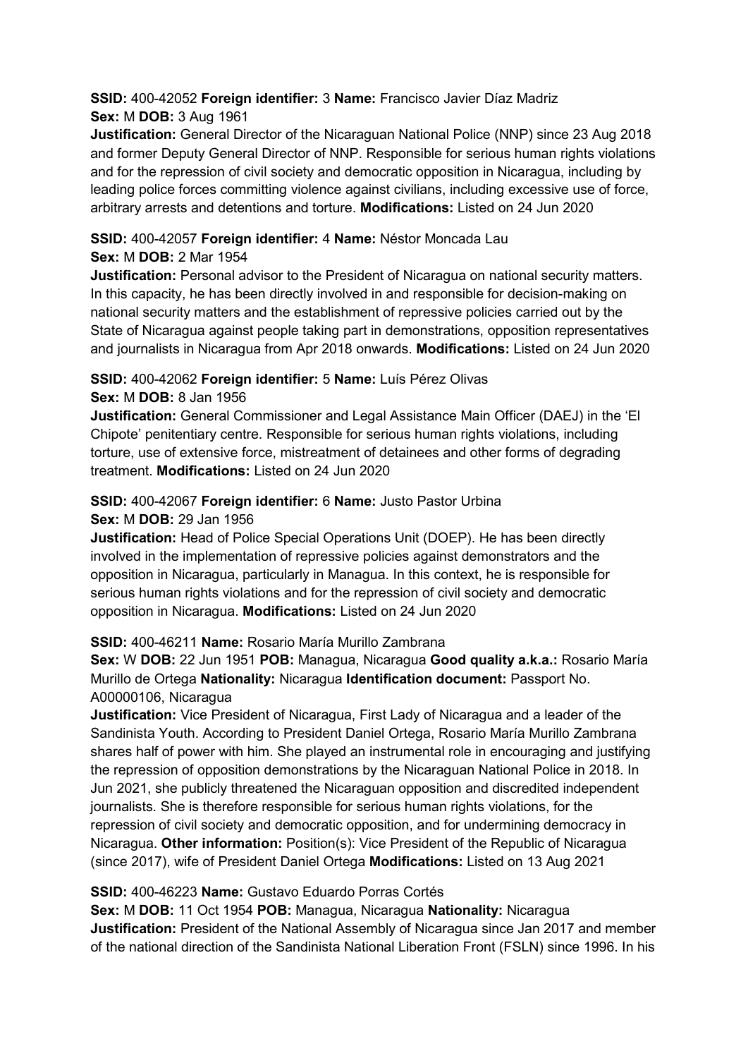**SSID:** 400-42052 **Foreign identifier:** 3 **Name:** Francisco Javier Díaz Madriz
**Sex:** M **DOB:** 3 Aug 1961
**Justification:** General Director of the Nicaraguan National Police (NNP) since 23 Aug 2018 and former Deputy General Director of NNP. Responsible for serious human rights violations and for the repression of civil society and democratic opposition in Nicaragua, including by leading police forces committing violence against civilians, including excessive use of force, arbitrary arrests and detentions and torture. **Modifications:** Listed on 24 Jun 2020

**SSID:** 400-42057 **Foreign identifier:** 4 **Name:** Néstor Moncada Lau
**Sex:** M **DOB:** 2 Mar 1954
**Justification:** Personal advisor to the President of Nicaragua on national security matters. In this capacity, he has been directly involved in and responsible for decision-making on national security matters and the establishment of repressive policies carried out by the State of Nicaragua against people taking part in demonstrations, opposition representatives and journalists in Nicaragua from Apr 2018 onwards. **Modifications:** Listed on 24 Jun 2020

**SSID:** 400-42062 **Foreign identifier:** 5 **Name:** Luís Pérez Olivas
**Sex:** M **DOB:** 8 Jan 1956
**Justification:** General Commissioner and Legal Assistance Main Officer (DAEJ) in the 'El Chipote' penitentiary centre. Responsible for serious human rights violations, including torture, use of extensive force, mistreatment of detainees and other forms of degrading treatment. **Modifications:** Listed on 24 Jun 2020

**SSID:** 400-42067 **Foreign identifier:** 6 **Name:** Justo Pastor Urbina
**Sex:** M **DOB:** 29 Jan 1956
**Justification:** Head of Police Special Operations Unit (DOEP). He has been directly involved in the implementation of repressive policies against demonstrators and the opposition in Nicaragua, particularly in Managua. In this context, he is responsible for serious human rights violations and for the repression of civil society and democratic opposition in Nicaragua. **Modifications:** Listed on 24 Jun 2020

**SSID:** 400-46211 **Name:** Rosario María Murillo Zambrana
**Sex:** W **DOB:** 22 Jun 1951 **POB:** Managua, Nicaragua **Good quality a.k.a.:** Rosario María Murillo de Ortega **Nationality:** Nicaragua **Identification document:** Passport No. A00000106, Nicaragua
**Justification:** Vice President of Nicaragua, First Lady of Nicaragua and a leader of the Sandinista Youth. According to President Daniel Ortega, Rosario María Murillo Zambrana shares half of power with him. She played an instrumental role in encouraging and justifying the repression of opposition demonstrations by the Nicaraguan National Police in 2018. In Jun 2021, she publicly threatened the Nicaraguan opposition and discredited independent journalists. She is therefore responsible for serious human rights violations, for the repression of civil society and democratic opposition, and for undermining democracy in Nicaragua. **Other information:** Position(s): Vice President of the Republic of Nicaragua (since 2017), wife of President Daniel Ortega **Modifications:** Listed on 13 Aug 2021

**SSID:** 400-46223 **Name:** Gustavo Eduardo Porras Cortés
**Sex:** M **DOB:** 11 Oct 1954 **POB:** Managua, Nicaragua **Nationality:** Nicaragua
**Justification:** President of the National Assembly of Nicaragua since Jan 2017 and member of the national direction of the Sandinista National Liberation Front (FSLN) since 1996. In his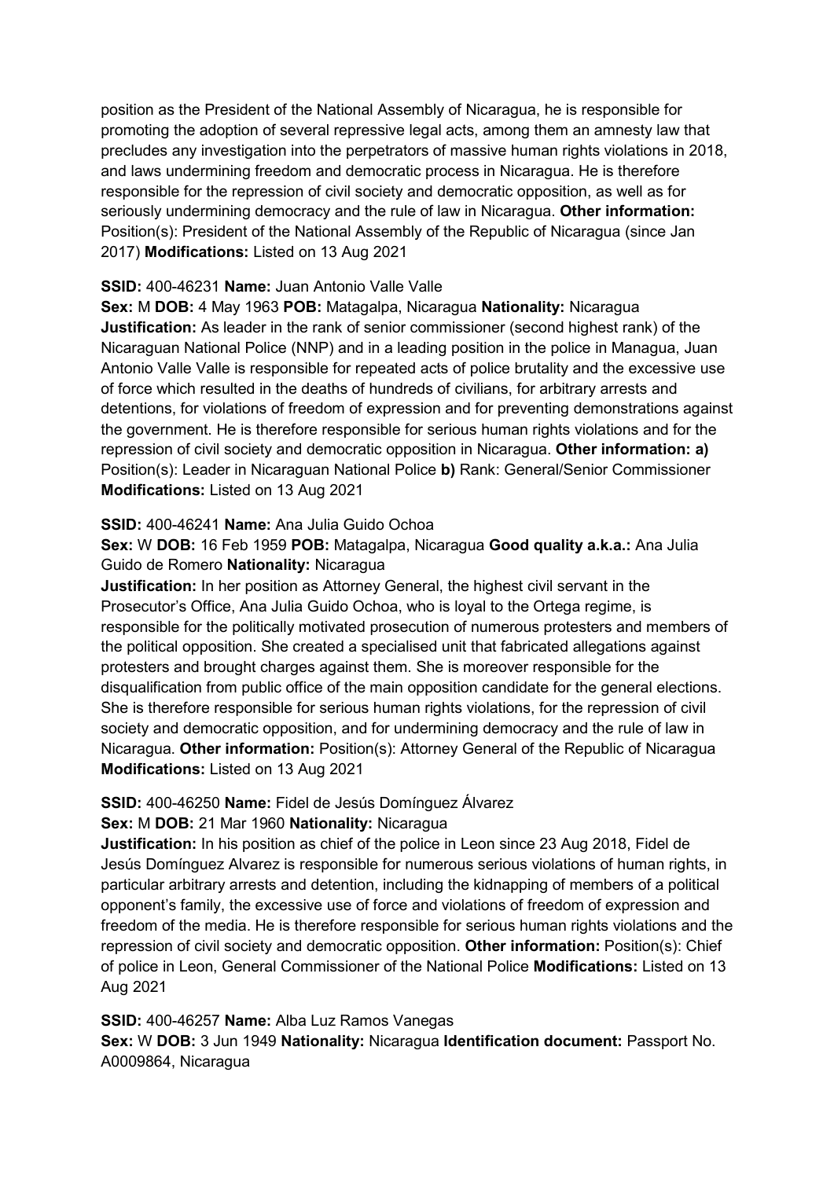position as the President of the National Assembly of Nicaragua, he is responsible for promoting the adoption of several repressive legal acts, among them an amnesty law that precludes any investigation into the perpetrators of massive human rights violations in 2018, and laws undermining freedom and democratic process in Nicaragua. He is therefore responsible for the repression of civil society and democratic opposition, as well as for seriously undermining democracy and the rule of law in Nicaragua. **Other information:** Position(s): President of the National Assembly of the Republic of Nicaragua (since Jan 2017) **Modifications:** Listed on 13 Aug 2021

**SSID:** 400-46231 **Name:** Juan Antonio Valle Valle
**Sex:** M **DOB:** 4 May 1963 **POB:** Matagalpa, Nicaragua **Nationality:** Nicaragua
**Justification:** As leader in the rank of senior commissioner (second highest rank) of the Nicaraguan National Police (NNP) and in a leading position in the police in Managua, Juan Antonio Valle Valle is responsible for repeated acts of police brutality and the excessive use of force which resulted in the deaths of hundreds of civilians, for arbitrary arrests and detentions, for violations of freedom of expression and for preventing demonstrations against the government. He is therefore responsible for serious human rights violations and for the repression of civil society and democratic opposition in Nicaragua. **Other information: a)** Position(s): Leader in Nicaraguan National Police **b)** Rank: General/Senior Commissioner **Modifications:** Listed on 13 Aug 2021

**SSID:** 400-46241 **Name:** Ana Julia Guido Ochoa
**Sex:** W **DOB:** 16 Feb 1959 **POB:** Matagalpa, Nicaragua **Good quality a.k.a.:** Ana Julia Guido de Romero **Nationality:** Nicaragua
**Justification:** In her position as Attorney General, the highest civil servant in the Prosecutor's Office, Ana Julia Guido Ochoa, who is loyal to the Ortega regime, is responsible for the politically motivated prosecution of numerous protesters and members of the political opposition. She created a specialised unit that fabricated allegations against protesters and brought charges against them. She is moreover responsible for the disqualification from public office of the main opposition candidate for the general elections. She is therefore responsible for serious human rights violations, for the repression of civil society and democratic opposition, and for undermining democracy and the rule of law in Nicaragua. **Other information:** Position(s): Attorney General of the Republic of Nicaragua **Modifications:** Listed on 13 Aug 2021

**SSID:** 400-46250 **Name:** Fidel de Jesús Domínguez Álvarez
**Sex:** M **DOB:** 21 Mar 1960 **Nationality:** Nicaragua
**Justification:** In his position as chief of the police in Leon since 23 Aug 2018, Fidel de Jesús Domínguez Alvarez is responsible for numerous serious violations of human rights, in particular arbitrary arrests and detention, including the kidnapping of members of a political opponent's family, the excessive use of force and violations of freedom of expression and freedom of the media. He is therefore responsible for serious human rights violations and the repression of civil society and democratic opposition. **Other information:** Position(s): Chief of police in Leon, General Commissioner of the National Police **Modifications:** Listed on 13 Aug 2021

**SSID:** 400-46257 **Name:** Alba Luz Ramos Vanegas
**Sex:** W **DOB:** 3 Jun 1949 **Nationality:** Nicaragua **Identification document:** Passport No. A0009864, Nicaragua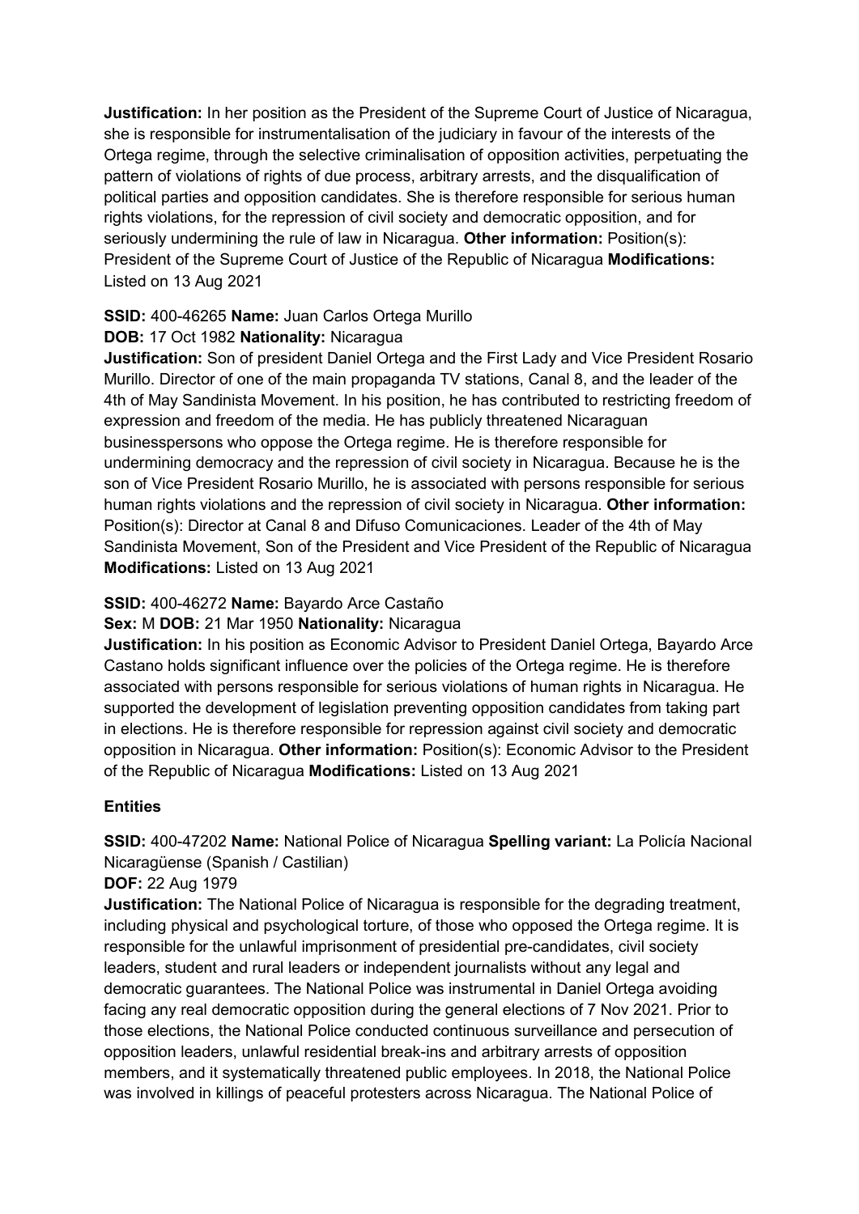**Justification:** In her position as the President of the Supreme Court of Justice of Nicaragua, she is responsible for instrumentalisation of the judiciary in favour of the interests of the Ortega regime, through the selective criminalisation of opposition activities, perpetuating the pattern of violations of rights of due process, arbitrary arrests, and the disqualification of political parties and opposition candidates. She is therefore responsible for serious human rights violations, for the repression of civil society and democratic opposition, and for seriously undermining the rule of law in Nicaragua. **Other information:** Position(s): President of the Supreme Court of Justice of the Republic of Nicaragua **Modifications:** Listed on 13 Aug 2021

**SSID:** 400-46265 **Name:** Juan Carlos Ortega Murillo
**DOB:** 17 Oct 1982 **Nationality:** Nicaragua
**Justification:** Son of president Daniel Ortega and the First Lady and Vice President Rosario Murillo. Director of one of the main propaganda TV stations, Canal 8, and the leader of the 4th of May Sandinista Movement. In his position, he has contributed to restricting freedom of expression and freedom of the media. He has publicly threatened Nicaraguan businesspersons who oppose the Ortega regime. He is therefore responsible for undermining democracy and the repression of civil society in Nicaragua. Because he is the son of Vice President Rosario Murillo, he is associated with persons responsible for serious human rights violations and the repression of civil society in Nicaragua. **Other information:** Position(s): Director at Canal 8 and Difuso Comunicaciones. Leader of the 4th of May Sandinista Movement, Son of the President and Vice President of the Republic of Nicaragua **Modifications:** Listed on 13 Aug 2021

**SSID:** 400-46272 **Name:** Bayardo Arce Castaño
**Sex:** M **DOB:** 21 Mar 1950 **Nationality:** Nicaragua
**Justification:** In his position as Economic Advisor to President Daniel Ortega, Bayardo Arce Castano holds significant influence over the policies of the Ortega regime. He is therefore associated with persons responsible for serious violations of human rights in Nicaragua. He supported the development of legislation preventing opposition candidates from taking part in elections. He is therefore responsible for repression against civil society and democratic opposition in Nicaragua. **Other information:** Position(s): Economic Advisor to the President of the Republic of Nicaragua **Modifications:** Listed on 13 Aug 2021

**Entities**

**SSID:** 400-47202 **Name:** National Police of Nicaragua **Spelling variant:** La Policía Nacional Nicaragüense (Spanish / Castilian)
**DOF:** 22 Aug 1979
**Justification:** The National Police of Nicaragua is responsible for the degrading treatment, including physical and psychological torture, of those who opposed the Ortega regime. It is responsible for the unlawful imprisonment of presidential pre-candidates, civil society leaders, student and rural leaders or independent journalists without any legal and democratic guarantees. The National Police was instrumental in Daniel Ortega avoiding facing any real democratic opposition during the general elections of 7 Nov 2021. Prior to those elections, the National Police conducted continuous surveillance and persecution of opposition leaders, unlawful residential break-ins and arbitrary arrests of opposition members, and it systematically threatened public employees. In 2018, the National Police was involved in killings of peaceful protesters across Nicaragua. The National Police of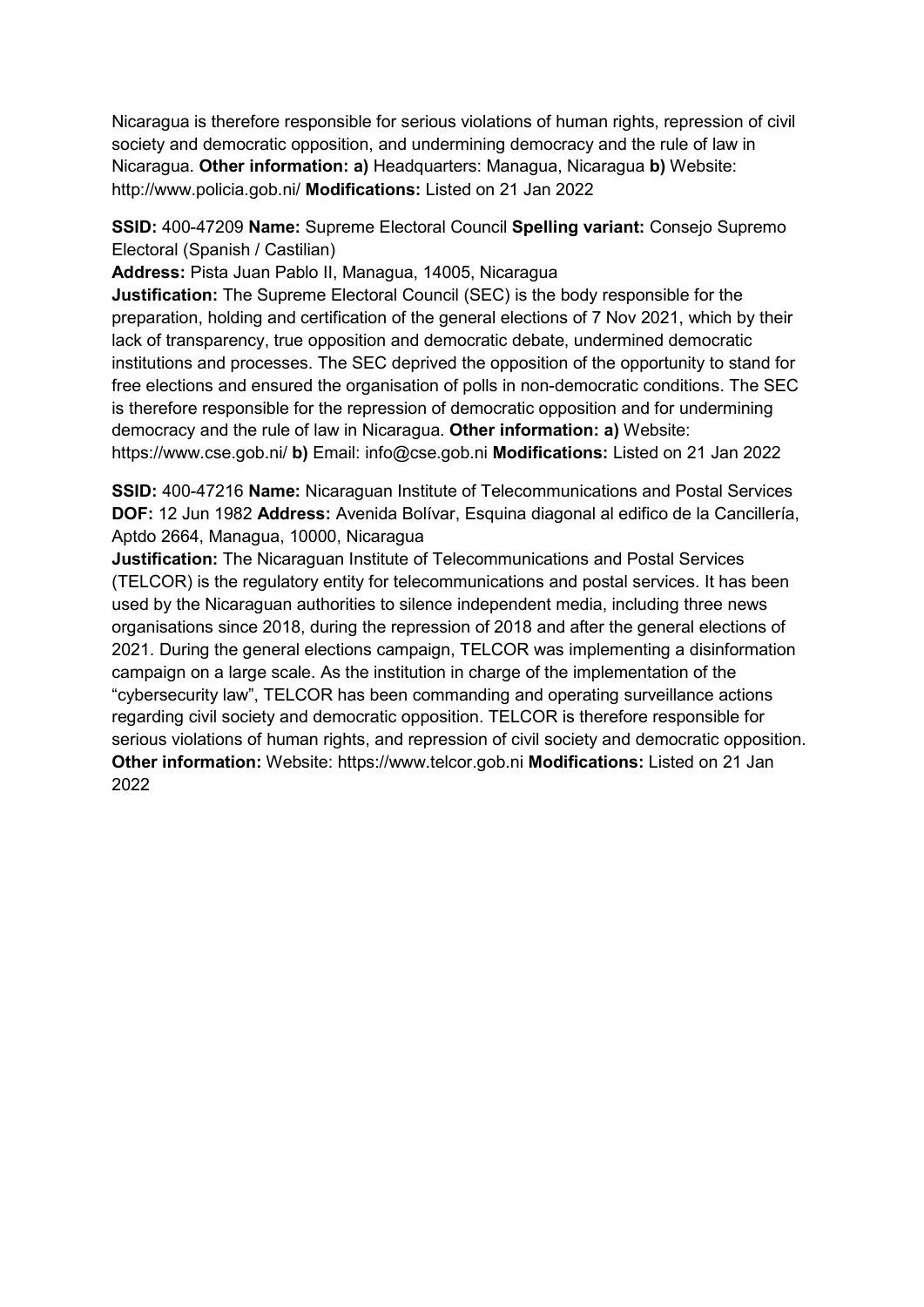Nicaragua is therefore responsible for serious violations of human rights, repression of civil society and democratic opposition, and undermining democracy and the rule of law in Nicaragua. **Other information: a)** Headquarters: Managua, Nicaragua **b)** Website: http://www.policia.gob.ni/ **Modifications:** Listed on 21 Jan 2022

**SSID:** 400-47209 **Name:** Supreme Electoral Council **Spelling variant:** Consejo Supremo Electoral (Spanish / Castilian)
**Address:** Pista Juan Pablo II, Managua, 14005, Nicaragua
**Justification:** The Supreme Electoral Council (SEC) is the body responsible for the preparation, holding and certification of the general elections of 7 Nov 2021, which by their lack of transparency, true opposition and democratic debate, undermined democratic institutions and processes. The SEC deprived the opposition of the opportunity to stand for free elections and ensured the organisation of polls in non-democratic conditions. The SEC is therefore responsible for the repression of democratic opposition and for undermining democracy and the rule of law in Nicaragua. **Other information: a)** Website: https://www.cse.gob.ni/ **b)** Email: info@cse.gob.ni **Modifications:** Listed on 21 Jan 2022

**SSID:** 400-47216 **Name:** Nicaraguan Institute of Telecommunications and Postal Services **DOF:** 12 Jun 1982 **Address:** Avenida Bolívar, Esquina diagonal al edifico de la Cancillería, Aptdo 2664, Managua, 10000, Nicaragua
**Justification:** The Nicaraguan Institute of Telecommunications and Postal Services (TELCOR) is the regulatory entity for telecommunications and postal services. It has been used by the Nicaraguan authorities to silence independent media, including three news organisations since 2018, during the repression of 2018 and after the general elections of 2021. During the general elections campaign, TELCOR was implementing a disinformation campaign on a large scale. As the institution in charge of the implementation of the "cybersecurity law", TELCOR has been commanding and operating surveillance actions regarding civil society and democratic opposition. TELCOR is therefore responsible for serious violations of human rights, and repression of civil society and democratic opposition. **Other information:** Website: https://www.telcor.gob.ni **Modifications:** Listed on 21 Jan 2022